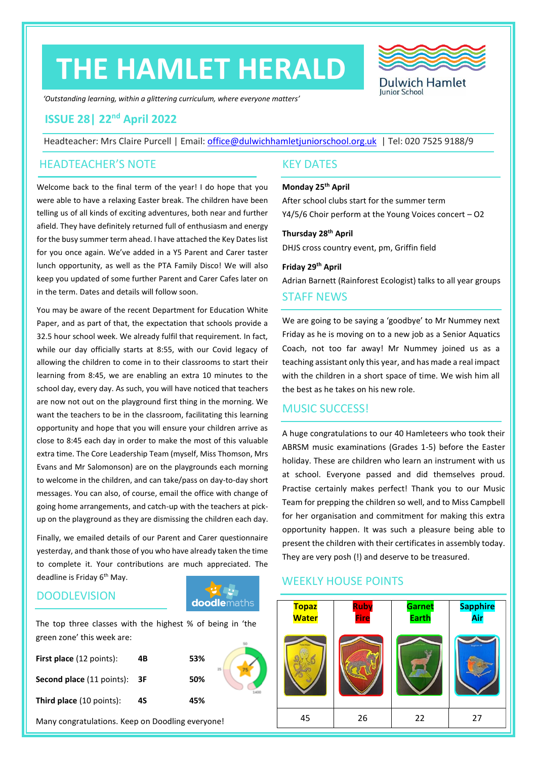# THE HAMLET HERALD

Dulwich Hamlet Junior School

*'Outstanding learning, within a glittering curriculum, where everyone matters'*

## ISSUE 28| 22nd April 2022

Headteacher: Mrs Claire Purcell | Email: office@dulwichhamletjuniorschool.org.uk | Tel: 020 7525 9188/9

## HEADTEACHER'S NOTE

Welcome back to the final term of the year! I do hope that you were able to have a relaxing Easter break. The children have been telling us of all kinds of exciting adventures, both near and further afield. They have definitely returned full of enthusiasm and energy for the busy summer term ahead. I have attached the Key Dates list for you once again. We've added in a Y5 Parent and Carer taster lunch opportunity, as well as the PTA Family Disco! We will also keep you updated of some further Parent and Carer Cafes later on in the term. Dates and details will follow soon.

You may be aware of the recent Department for Education White Paper, and as part of that, the expectation that schools provide a 32.5 hour school week. We already fulfil that requirement. In fact, while our day officially starts at 8:55, with our Covid legacy of allowing the children to come in to their classrooms to start their learning from 8:45, we are enabling an extra 10 minutes to the school day, every day. As such, you will have noticed that teachers are now not out on the playground first thing in the morning. We want the teachers to be in the classroom, facilitating this learning opportunity and hope that you will ensure your children arrive as close to 8:45 each day in order to make the most of this valuable extra time. The Core Leadership Team (myself, Miss Thomson, Mrs Evans and Mr Salomonson) are on the playgrounds each morning to welcome in the children, and can take/pass on day-to-day short messages. You can also, of course, email the office with change of going home arrangements, and catch-up with the teachers at pick-up on the playground as they are dismissing the children each day.

Finally, we emailed details of our Parent and Carer questionnaire yesterday, and thank those of you who have already taken the time to complete it. Your contributions are much appreciated. The deadline is Friday 6th May.

## DOODLEVISION

The top three classes with the highest % of being in 'the green zone' this week are:

| | | |
|---|---|---|
| **First place** (12 points): | **4B** | **53%** |
| **Second place** (11 points): | **3F** | **50%** |
| **Third place** (10 points): | **4S** | **45%** |

Many congratulations. Keep on Doodling everyone!

## KEY DATES

**Monday 25th April**

After school clubs start for the summer term

Y4/5/6 Choir perform at the Young Voices concert – O2

**Thursday 28th April**

DHJS cross country event, pm, Griffin field

**Friday 29th April**

Adrian Barnett (Rainforest Ecologist) talks to all year groups

## STAFF NEWS

We are going to be saying a 'goodbye' to Mr Nummey next Friday as he is moving on to a new job as a Senior Aquatics Coach, not too far away! Mr Nummey joined us as a teaching assistant only this year, and has made a real impact with the children in a short space of time. We wish him all the best as he takes on his new role.

## MUSIC SUCCESS!

A huge congratulations to our 40 Hamleteers who took their ABRSM music examinations (Grades 1-5) before the Easter holiday. These are children who learn an instrument with us at school. Everyone passed and did themselves proud. Practise certainly makes perfect! Thank you to our Music Team for prepping the children so well, and to Miss Campbell for her organisation and commitment for making this extra opportunity happen. It was such a pleasure being able to present the children with their certificates in assembly today. They are very posh (!) and deserve to be treasured.

## WEEKLY HOUSE POINTS

| Topaz Water | Ruby Fire | Garnet Earth | Sapphire Air |
|---|---|---|---|
| 45 | 26 | 22 | 27 |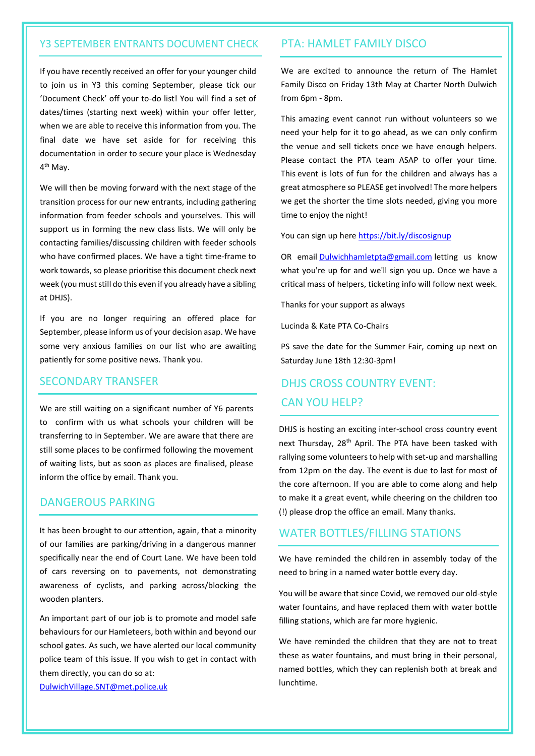## Y3 SEPTEMBER ENTRANTS DOCUMENT CHECK

If you have recently received an offer for your younger child to join us in Y3 this coming September, please tick our 'Document Check' off your to-do list! You will find a set of dates/times (starting next week) within your offer letter, when we are able to receive this information from you. The final date we have set aside for for receiving this documentation in order to secure your place is Wednesday 4th May.

We will then be moving forward with the next stage of the transition process for our new entrants, including gathering information from feeder schools and yourselves. This will support us in forming the new class lists. We will only be contacting families/discussing children with feeder schools who have confirmed places. We have a tight time-frame to work towards, so please prioritise this document check next week (you must still do this even if you already have a sibling at DHJS).

If you are no longer requiring an offered place for September, please inform us of your decision asap. We have some very anxious families on our list who are awaiting patiently for some positive news. Thank you.

## SECONDARY TRANSFER

We are still waiting on a significant number of Y6 parents to confirm with us what schools your children will be transferring to in September. We are aware that there are still some places to be confirmed following the movement of waiting lists, but as soon as places are finalised, please inform the office by email. Thank you.

## DANGEROUS PARKING

It has been brought to our attention, again, that a minority of our families are parking/driving in a dangerous manner specifically near the end of Court Lane. We have been told of cars reversing on to pavements, not demonstrating awareness of cyclists, and parking across/blocking the wooden planters.

An important part of our job is to promote and model safe behaviours for our Hamleteers, both within and beyond our school gates. As such, we have alerted our local community police team of this issue. If you wish to get in contact with them directly, you can do so at: DulwichVillage.SNT@met.police.uk

## PTA: HAMLET FAMILY DISCO

We are excited to announce the return of The Hamlet Family Disco on Friday 13th May at Charter North Dulwich from 6pm - 8pm.

This amazing event cannot run without volunteers so we need your help for it to go ahead, as we can only confirm the venue and sell tickets once we have enough helpers. Please contact the PTA team ASAP to offer your time. This event is lots of fun for the children and always has a great atmosphere so PLEASE get involved! The more helpers we get the shorter the time slots needed, giving you more time to enjoy the night!

You can sign up here https://bit.ly/discosignup

OR email Dulwichhamletpta@gmail.com letting us know what you're up for and we'll sign you up. Once we have a critical mass of helpers, ticketing info will follow next week.

Thanks for your support as always

Lucinda & Kate PTA Co-Chairs

PS save the date for the Summer Fair, coming up next on Saturday June 18th 12:30-3pm!

## DHJS CROSS COUNTRY EVENT: CAN YOU HELP?

DHJS is hosting an exciting inter-school cross country event next Thursday, 28th April. The PTA have been tasked with rallying some volunteers to help with set-up and marshalling from 12pm on the day. The event is due to last for most of the core afternoon. If you are able to come along and help to make it a great event, while cheering on the children too (!) please drop the office an email. Many thanks.

## WATER BOTTLES/FILLING STATIONS

We have reminded the children in assembly today of the need to bring in a named water bottle every day.

You will be aware that since Covid, we removed our old-style water fountains, and have replaced them with water bottle filling stations, which are far more hygienic.

We have reminded the children that they are not to treat these as water fountains, and must bring in their personal, named bottles, which they can replenish both at break and lunchtime.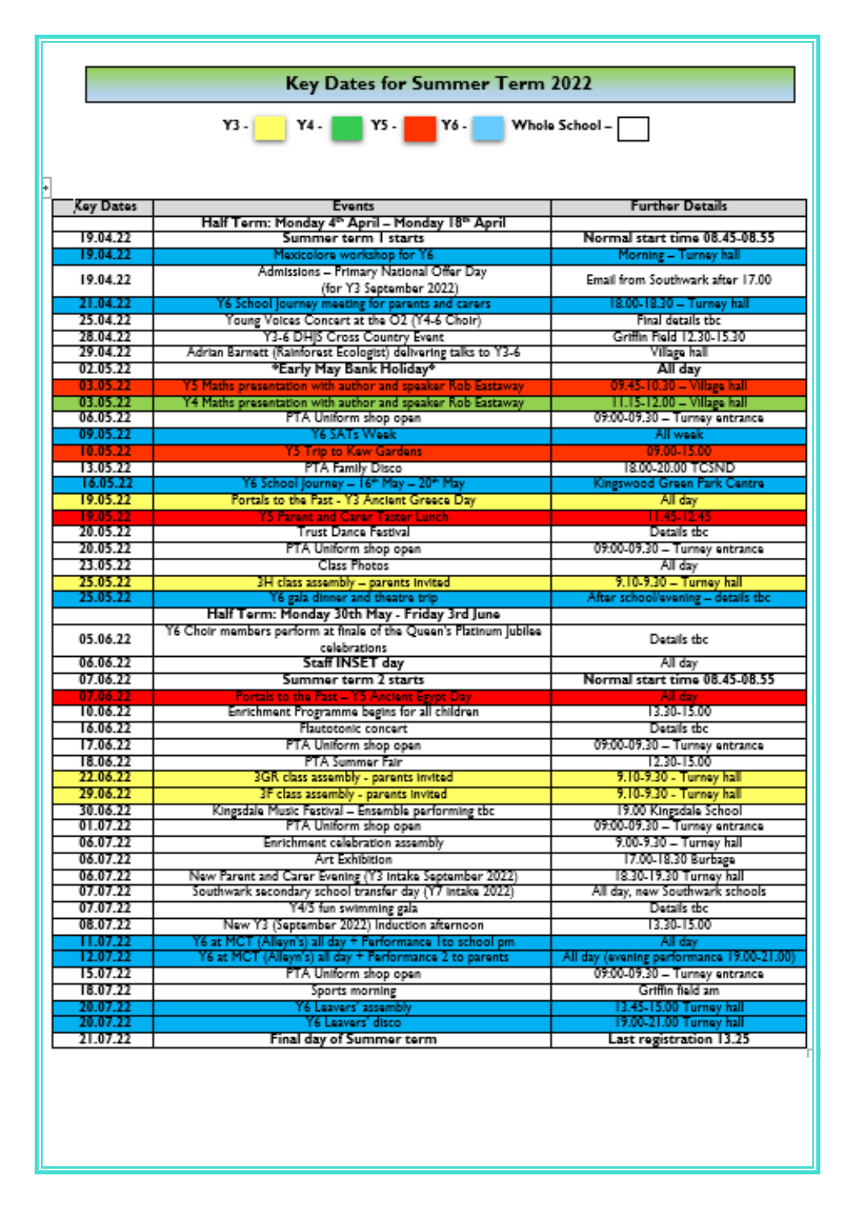# Key Dates for Summer Term 2022

Y3 - Y4 - Y5 - Y6 - Whole School –

| Key Dates | Events | Further Details |
|---|---|---|
| | **Half Term: Monday 4th April – Monday 18th April** | |
| 19.04.22 | **Summer term 1 starts** | **Normal start time 08.45-08.55** |
| 19.04.22 | Mexicolore workshop for Y6 | Morning – Turney hall |
| 19.04.22 | Admissions – Primary National Offer Day (for Y3 September 2022) | Email from Southwark after 17.00 |
| 21.04.22 | Y6 School Journey meeting for parents and carers | 18.00-18.30 – Turney hall |
| 25.04.22 | Young Voices Concert at the O2 (Y4-6 Choir) | Final details tbc |
| 28.04.22 | Y3-6 DHJS Cross Country Event | Griffin Field 12.30-15.30 |
| 29.04.22 | Adrian Barnett (Rainforest Ecologist) delivering talks to Y3-6 | Village hall |
| 02.05.22 | **\*Early May Bank Holiday\*** | **All day** |
| 03.05.22 | Y5 Maths presentation with author and speaker Rob Eastaway | 09.45-10.30 – Village hall |
| 03.05.22 | Y4 Maths presentation with author and speaker Rob Eastaway | 11.15-12.00 – Village hall |
| 06.05.22 | PTA Uniform shop open | 09:00-09.30 – Turney entrance |
| 09.05.22 | Y6 SATs Week | All week |
| 10.05.22 | Y5 Trip to Kew Gardens | 09.00-15.00 |
| 13.05.22 | PTA Family Disco | 18.00-20.00 TCSND |
| 16.05.22 | Y6 School Journey – 16th May – 20th May | Kingswood Green Park Centre |
| 19.05.22 | Portals to the Past - Y3 Ancient Greece Day | All day |
| 19.05.22 | Y5 Parent and Carer Taster Lunch | 11.45-12.45 |
| 20.05.22 | Trust Dance Festival | Details tbc |
| 20.05.22 | PTA Uniform shop open | 09:00-09.30 – Turney entrance |
| 23.05.22 | Class Photos | All day |
| 25.05.22 | 3H class assembly – parents invited | 9.10-9.30 – Turney hall |
| 25.05.22 | Y6 gala dinner and theatre trip | After school/evening – details tbc |
| | **Half Term: Monday 30th May - Friday 3rd June** | |
| 05.06.22 | Y6 Choir members perform at finale of the Queen's Platinum Jubilee celebrations | Details tbc |
| 06.06.22 | **Staff INSET day** | All day |
| 07.06.22 | **Summer term 2 starts** | **Normal start time 08.45-08.55** |
| 07.06.22 | Portals to the Past – Y5 Ancient Egypt Day | All day |
| 10.06.22 | Enrichment Programme begins for all children | 13.30-15.00 |
| 16.06.22 | Flautotonic concert | Details tbc |
| 17.06.22 | PTA Uniform shop open | 09:00-09.30 – Turney entrance |
| 18.06.22 | PTA Summer Fair | 12.30-15.00 |
| 22.06.22 | 3GR class assembly - parents invited | 9.10-9.30 - Turney hall |
| 29.06.22 | 3F class assembly - parents invited | 9.10-9.30 - Turney hall |
| 30.06.22 | Kingsdale Music Festival – Ensemble performing tbc | 19.00 Kingsdale School |
| 01.07.22 | PTA Uniform shop open | 09:00-09.30 – Turney entrance |
| 06.07.22 | Enrichment celebration assembly | 9.00-9.30 – Turney hall |
| 06.07.22 | Art Exhibition | 17.00-18.30 Burbage |
| 06.07.22 | New Parent and Carer Evening (Y3 intake September 2022) | 18.30-19.30 Turney hall |
| 07.07.22 | Southwark secondary school transfer day (Y7 intake 2022) | All day, new Southwark schools |
| 07.07.22 | Y4/5 fun swimming gala | Details tbc |
| 08.07.22 | New Y3 (September 2022) induction afternoon | 13.30-15.00 |
| 11.07.22 | Y6 at MCT (Alleyn's) all day + Performance 1to school pm | All day |
| 12.07.22 | Y6 at MCT (Alleyn's) all day + Performance 2 to parents | All day (evening performance 19.00-21.00) |
| 15.07.22 | PTA Uniform shop open | 09:00-09.30 – Turney entrance |
| 18.07.22 | Sports morning | Griffin field am |
| 20.07.22 | Y6 Leavers' assembly | 13.45-15.00 Turney hall |
| 20.07.22 | Y6 Leavers' disco | 19.00-21.00 Turney hall |
| 21.07.22 | **Final day of Summer term** | **Last registration 13.25** |